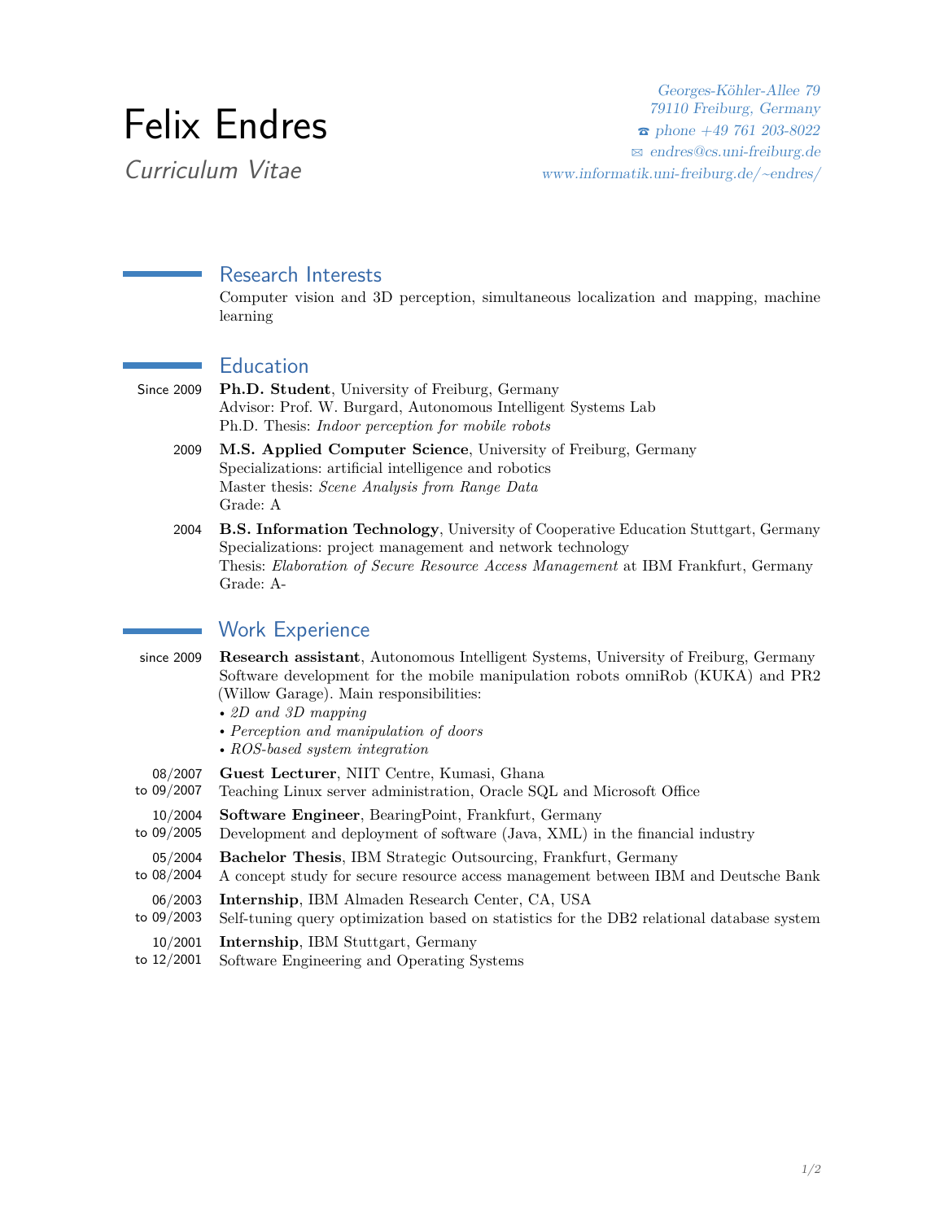# Felix Endres

*Curriculum Vitae*

*Georges-Köhler-Allee 79*
*79110 Freiburg, Germany*
☎ *phone +49 761 203-8022*
✉ *endres@cs.uni-freiburg.de*
*www.informatik.uni-freiburg.de/~endres/*

## Research Interests

Computer vision and 3D perception, simultaneous localization and mapping, machine learning

## Education

**Since 2009** — **Ph.D. Student**, University of Freiburg, Germany
Advisor: Prof. W. Burgard, Autonomous Intelligent Systems Lab
Ph.D. Thesis: *Indoor perception for mobile robots*

**2009** — **M.S. Applied Computer Science**, University of Freiburg, Germany
Specializations: artificial intelligence and robotics
Master thesis: *Scene Analysis from Range Data*
Grade: A

**2004** — **B.S. Information Technology**, University of Cooperative Education Stuttgart, Germany
Specializations: project management and network technology
Thesis: *Elaboration of Secure Resource Access Management* at IBM Frankfurt, Germany
Grade: A-

## Work Experience

**since 2009** — **Research assistant**, Autonomous Intelligent Systems, University of Freiburg, Germany
Software development for the mobile manipulation robots omniRob (KUKA) and PR2 (Willow Garage). Main responsibilities:
- *2D and 3D mapping*
- *Perception and manipulation of doors*
- *ROS-based system integration*

**08/2007 to 09/2007** — **Guest Lecturer**, NIIT Centre, Kumasi, Ghana
Teaching Linux server administration, Oracle SQL and Microsoft Office

**10/2004 to 09/2005** — **Software Engineer**, BearingPoint, Frankfurt, Germany
Development and deployment of software (Java, XML) in the financial industry

**05/2004 to 08/2004** — **Bachelor Thesis**, IBM Strategic Outsourcing, Frankfurt, Germany
A concept study for secure resource access management between IBM and Deutsche Bank

**06/2003 to 09/2003** — **Internship**, IBM Almaden Research Center, CA, USA
Self-tuning query optimization based on statistics for the DB2 relational database system

**10/2001 to 12/2001** — **Internship**, IBM Stuttgart, Germany
Software Engineering and Operating Systems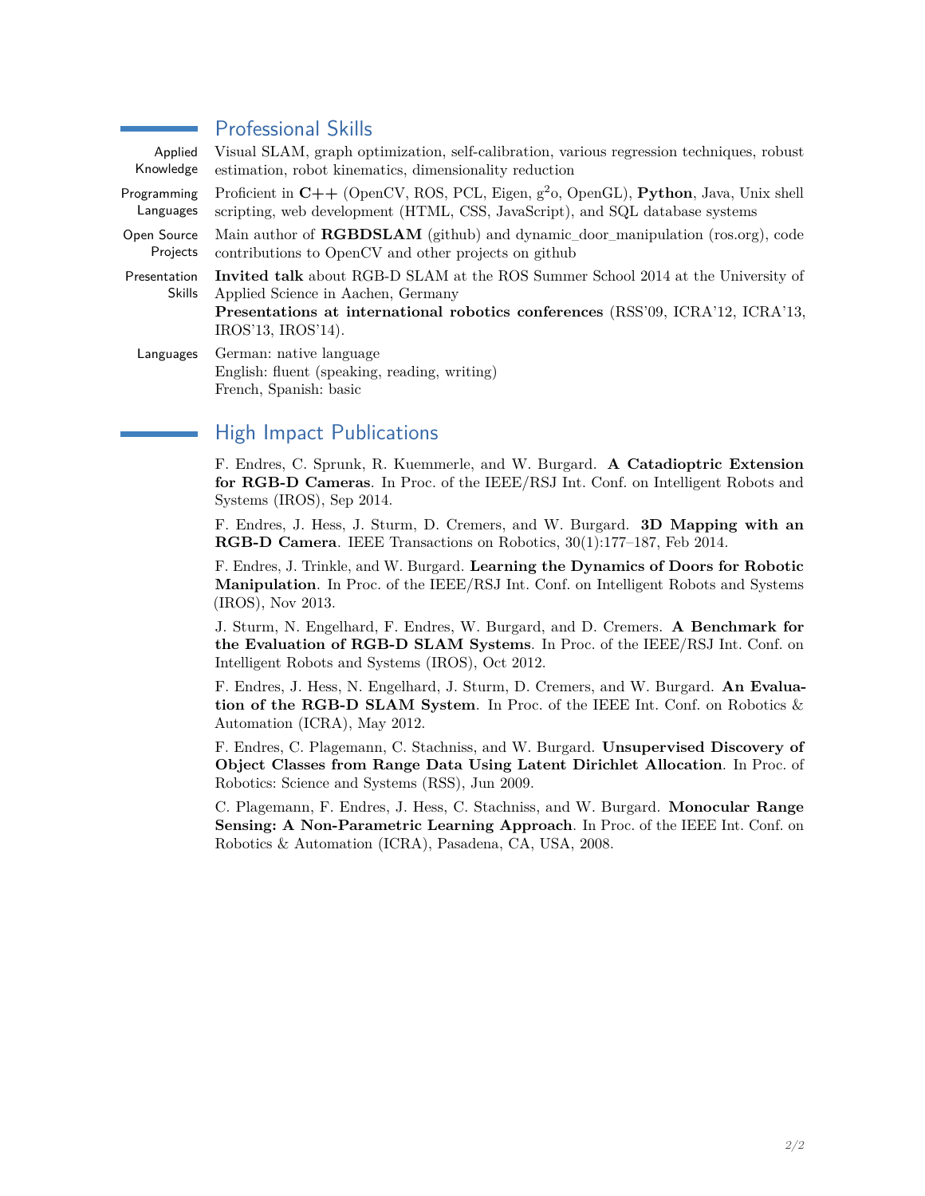## Professional Skills

**Applied Knowledge** — Visual SLAM, graph optimization, self-calibration, various regression techniques, robust estimation, robot kinematics, dimensionality reduction

**Programming Languages** — Proficient in **C++** (OpenCV, ROS, PCL, Eigen, g$^2$o, OpenGL), **Python**, Java, Unix shell scripting, web development (HTML, CSS, JavaScript), and SQL database systems

**Open Source Projects** — Main author of **RGBDSLAM** (github) and dynamic_door_manipulation (ros.org), code contributions to OpenCV and other projects on github

**Presentation Skills** — **Invited talk** about RGB-D SLAM at the ROS Summer School 2014 at the University of Applied Science in Aachen, Germany
**Presentations at international robotics conferences** (RSS'09, ICRA'12, ICRA'13, IROS'13, IROS'14).

**Languages** — German: native language
English: fluent (speaking, reading, writing)
French, Spanish: basic

## High Impact Publications

F. Endres, C. Sprunk, R. Kuemmerle, and W. Burgard. **A Catadioptric Extension for RGB-D Cameras**. In Proc. of the IEEE/RSJ Int. Conf. on Intelligent Robots and Systems (IROS), Sep 2014.

F. Endres, J. Hess, J. Sturm, D. Cremers, and W. Burgard. **3D Mapping with an RGB-D Camera**. IEEE Transactions on Robotics, 30(1):177–187, Feb 2014.

F. Endres, J. Trinkle, and W. Burgard. **Learning the Dynamics of Doors for Robotic Manipulation**. In Proc. of the IEEE/RSJ Int. Conf. on Intelligent Robots and Systems (IROS), Nov 2013.

J. Sturm, N. Engelhard, F. Endres, W. Burgard, and D. Cremers. **A Benchmark for the Evaluation of RGB-D SLAM Systems**. In Proc. of the IEEE/RSJ Int. Conf. on Intelligent Robots and Systems (IROS), Oct 2012.

F. Endres, J. Hess, N. Engelhard, J. Sturm, D. Cremers, and W. Burgard. **An Evaluation of the RGB-D SLAM System**. In Proc. of the IEEE Int. Conf. on Robotics & Automation (ICRA), May 2012.

F. Endres, C. Plagemann, C. Stachniss, and W. Burgard. **Unsupervised Discovery of Object Classes from Range Data Using Latent Dirichlet Allocation**. In Proc. of Robotics: Science and Systems (RSS), Jun 2009.

C. Plagemann, F. Endres, J. Hess, C. Stachniss, and W. Burgard. **Monocular Range Sensing: A Non-Parametric Learning Approach**. In Proc. of the IEEE Int. Conf. on Robotics & Automation (ICRA), Pasadena, CA, USA, 2008.